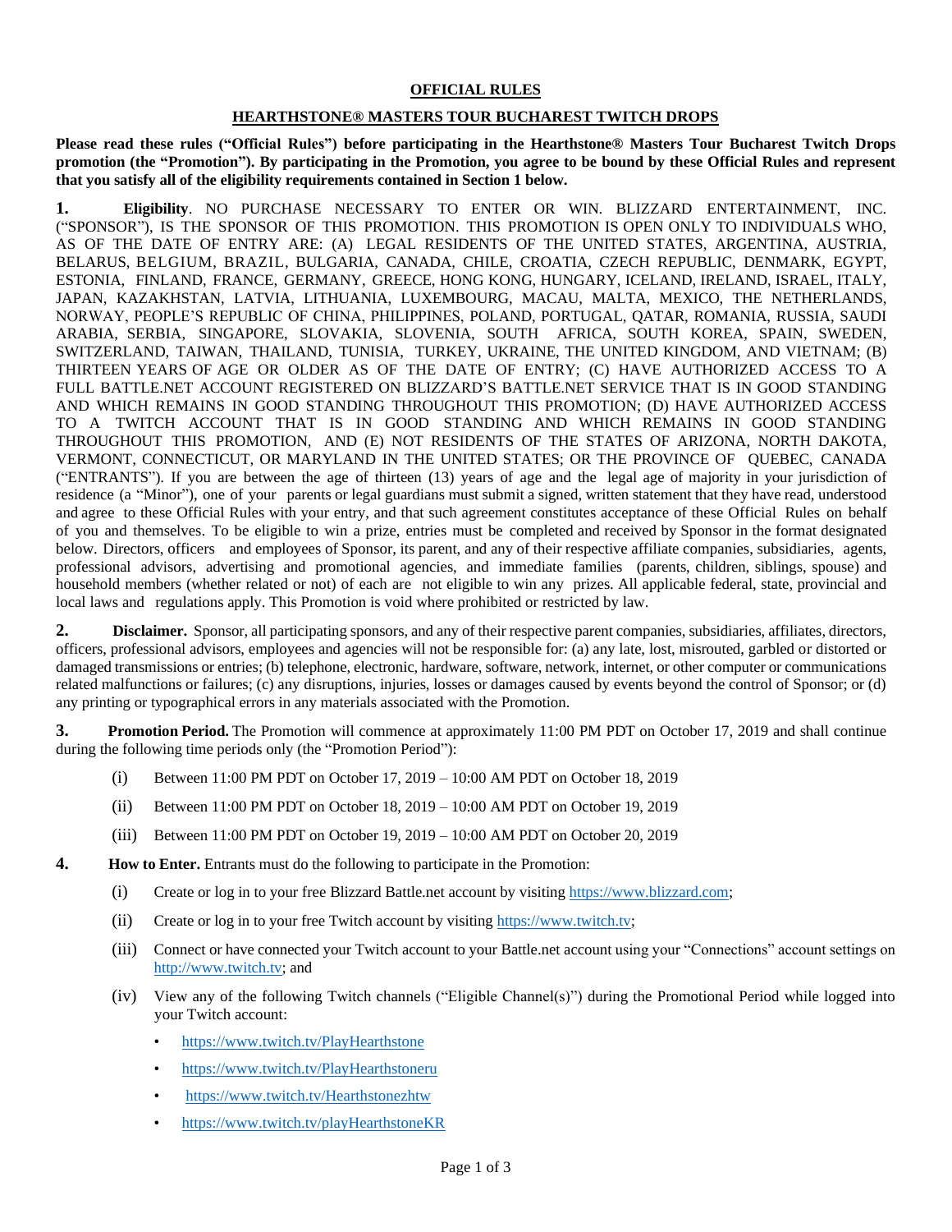**OFFICIAL RULES**

**HEARTHSTONE® MASTERS TOUR BUCHAREST TWITCH DROPS**

**Please read these rules ("Official Rules") before participating in the Hearthstone® Masters Tour Bucharest Twitch Drops promotion (the "Promotion"). By participating in the Promotion, you agree to be bound by these Official Rules and represent that you satisfy all of the eligibility requirements contained in Section 1 below.**

**1. Eligibility**. NO PURCHASE NECESSARY TO ENTER OR WIN. BLIZZARD ENTERTAINMENT, INC. ("SPONSOR"), IS THE SPONSOR OF THIS PROMOTION. THIS PROMOTION IS OPEN ONLY TO INDIVIDUALS WHO, AS OF THE DATE OF ENTRY ARE: (A) LEGAL RESIDENTS OF THE UNITED STATES, ARGENTINA, AUSTRIA, BELARUS, BELGIUM, BRAZIL, BULGARIA, CANADA, CHILE, CROATIA, CZECH REPUBLIC, DENMARK, EGYPT, ESTONIA, FINLAND, FRANCE, GERMANY, GREECE, HONG KONG, HUNGARY, ICELAND, IRELAND, ISRAEL, ITALY, JAPAN, KAZAKHSTAN, LATVIA, LITHUANIA, LUXEMBOURG, MACAU, MALTA, MEXICO, THE NETHERLANDS, NORWAY, PEOPLE'S REPUBLIC OF CHINA, PHILIPPINES, POLAND, PORTUGAL, QATAR, ROMANIA, RUSSIA, SAUDI ARABIA, SERBIA, SINGAPORE, SLOVAKIA, SLOVENIA, SOUTH AFRICA, SOUTH KOREA, SPAIN, SWEDEN, SWITZERLAND, TAIWAN, THAILAND, TUNISIA, TURKEY, UKRAINE, THE UNITED KINGDOM, AND VIETNAM; (B) THIRTEEN YEARS OF AGE OR OLDER AS OF THE DATE OF ENTRY; (C) HAVE AUTHORIZED ACCESS TO A FULL BATTLE.NET ACCOUNT REGISTERED ON BLIZZARD'S BATTLE.NET SERVICE THAT IS IN GOOD STANDING AND WHICH REMAINS IN GOOD STANDING THROUGHOUT THIS PROMOTION; (D) HAVE AUTHORIZED ACCESS TO A TWITCH ACCOUNT THAT IS IN GOOD STANDING AND WHICH REMAINS IN GOOD STANDING THROUGHOUT THIS PROMOTION, AND (E) NOT RESIDENTS OF THE STATES OF ARIZONA, NORTH DAKOTA, VERMONT, CONNECTICUT, OR MARYLAND IN THE UNITED STATES; OR THE PROVINCE OF QUEBEC, CANADA ("ENTRANTS"). If you are between the age of thirteen (13) years of age and the legal age of majority in your jurisdiction of residence (a "Minor"), one of your parents or legal guardians must submit a signed, written statement that they have read, understood and agree to these Official Rules with your entry, and that such agreement constitutes acceptance of these Official Rules on behalf of you and themselves. To be eligible to win a prize, entries must be completed and received by Sponsor in the format designated below. Directors, officers and employees of Sponsor, its parent, and any of their respective affiliate companies, subsidiaries, agents, professional advisors, advertising and promotional agencies, and immediate families (parents, children, siblings, spouse) and household members (whether related or not) of each are not eligible to win any prizes. All applicable federal, state, provincial and local laws and regulations apply. This Promotion is void where prohibited or restricted by law.

**2. Disclaimer.** Sponsor, all participating sponsors, and any of their respective parent companies, subsidiaries, affiliates, directors, officers, professional advisors, employees and agencies will not be responsible for: (a) any late, lost, misrouted, garbled or distorted or damaged transmissions or entries; (b) telephone, electronic, hardware, software, network, internet, or other computer or communications related malfunctions or failures; (c) any disruptions, injuries, losses or damages caused by events beyond the control of Sponsor; or (d) any printing or typographical errors in any materials associated with the Promotion.

**3. Promotion Period.** The Promotion will commence at approximately 11:00 PM PDT on October 17, 2019 and shall continue during the following time periods only (the "Promotion Period"):

(i) Between 11:00 PM PDT on October 17, 2019 – 10:00 AM PDT on October 18, 2019

(ii) Between 11:00 PM PDT on October 18, 2019 – 10:00 AM PDT on October 19, 2019

(iii) Between 11:00 PM PDT on October 19, 2019 – 10:00 AM PDT on October 20, 2019

**4. How to Enter.** Entrants must do the following to participate in the Promotion:

(i) Create or log in to your free Blizzard Battle.net account by visiting https://www.blizzard.com;

(ii) Create or log in to your free Twitch account by visiting https://www.twitch.tv;

(iii) Connect or have connected your Twitch account to your Battle.net account using your "Connections" account settings on http://www.twitch.tv; and

(iv) View any of the following Twitch channels ("Eligible Channel(s)") during the Promotional Period while logged into your Twitch account:

- https://www.twitch.tv/PlayHearthstone
- https://www.twitch.tv/PlayHearthstoneru
- https://www.twitch.tv/Hearthstonezhtw
- https://www.twitch.tv/playHearthstoneKR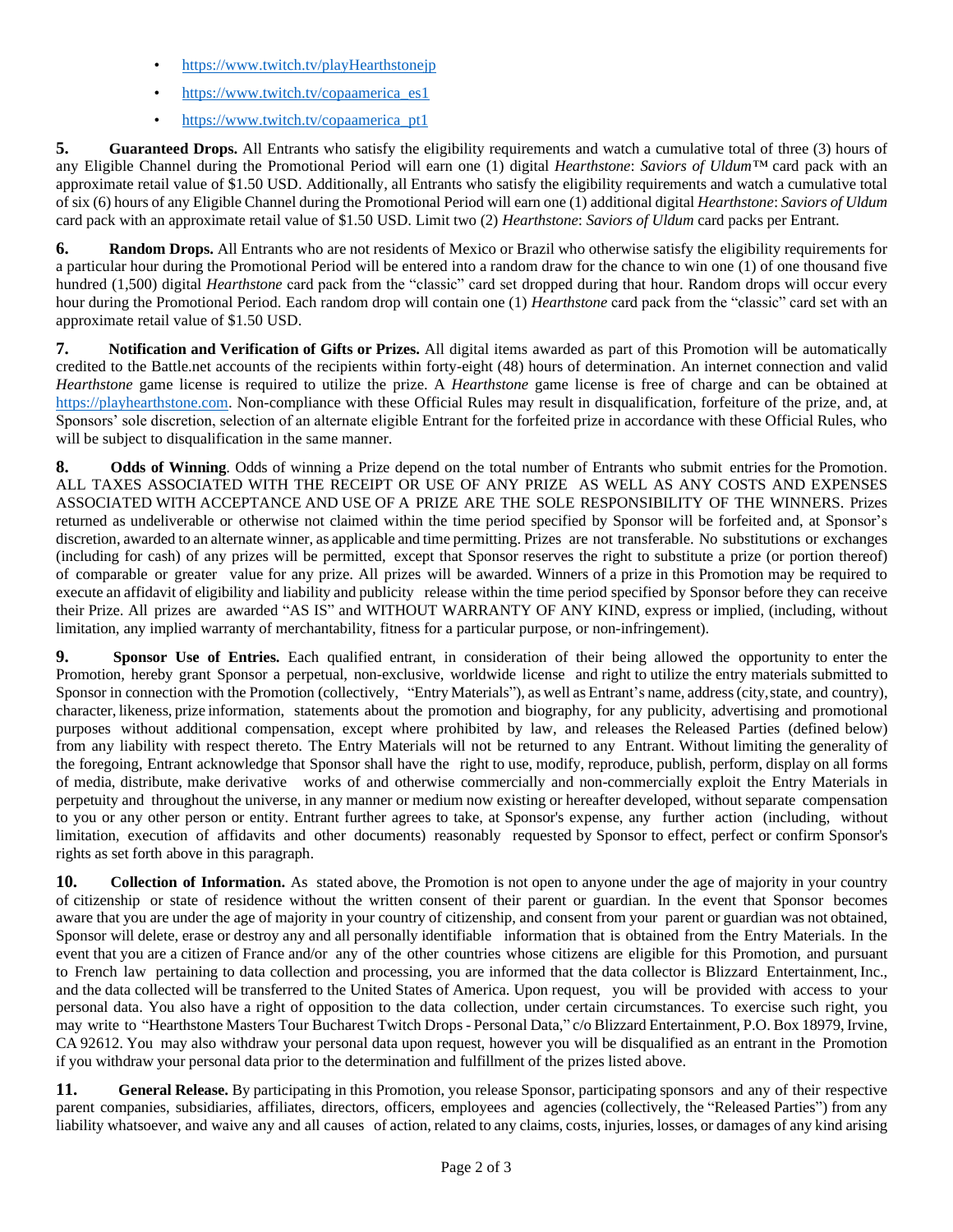- https://www.twitch.tv/playHearthstonejp
- https://www.twitch.tv/copaamerica_es1
- https://www.twitch.tv/copaamerica_pt1

**5. Guaranteed Drops.** All Entrants who satisfy the eligibility requirements and watch a cumulative total of three (3) hours of any Eligible Channel during the Promotional Period will earn one (1) digital *Hearthstone*: *Saviors of Uldum*™ card pack with an approximate retail value of $1.50 USD. Additionally, all Entrants who satisfy the eligibility requirements and watch a cumulative total of six (6) hours of any Eligible Channel during the Promotional Period will earn one (1) additional digital *Hearthstone*: *Saviors of Uldum* card pack with an approximate retail value of $1.50 USD. Limit two (2) *Hearthstone*: *Saviors of Uldum* card packs per Entrant.

**6. Random Drops.** All Entrants who are not residents of Mexico or Brazil who otherwise satisfy the eligibility requirements for a particular hour during the Promotional Period will be entered into a random draw for the chance to win one (1) of one thousand five hundred (1,500) digital *Hearthstone* card pack from the "classic" card set dropped during that hour. Random drops will occur every hour during the Promotional Period. Each random drop will contain one (1) *Hearthstone* card pack from the "classic" card set with an approximate retail value of $1.50 USD.

**7. Notification and Verification of Gifts or Prizes.** All digital items awarded as part of this Promotion will be automatically credited to the Battle.net accounts of the recipients within forty-eight (48) hours of determination. An internet connection and valid *Hearthstone* game license is required to utilize the prize. A *Hearthstone* game license is free of charge and can be obtained at https://playhearthstone.com. Non-compliance with these Official Rules may result in disqualification, forfeiture of the prize, and, at Sponsors' sole discretion, selection of an alternate eligible Entrant for the forfeited prize in accordance with these Official Rules, who will be subject to disqualification in the same manner.

**8. Odds of Winning**. Odds of winning a Prize depend on the total number of Entrants who submit entries for the Promotion. ALL TAXES ASSOCIATED WITH THE RECEIPT OR USE OF ANY PRIZE AS WELL AS ANY COSTS AND EXPENSES ASSOCIATED WITH ACCEPTANCE AND USE OF A PRIZE ARE THE SOLE RESPONSIBILITY OF THE WINNERS. Prizes returned as undeliverable or otherwise not claimed within the time period specified by Sponsor will be forfeited and, at Sponsor's discretion, awarded to an alternate winner, as applicable and time permitting. Prizes are not transferable. No substitutions or exchanges (including for cash) of any prizes will be permitted, except that Sponsor reserves the right to substitute a prize (or portion thereof) of comparable or greater value for any prize. All prizes will be awarded. Winners of a prize in this Promotion may be required to execute an affidavit of eligibility and liability and publicity release within the time period specified by Sponsor before they can receive their Prize. All prizes are awarded "AS IS" and WITHOUT WARRANTY OF ANY KIND, express or implied, (including, without limitation, any implied warranty of merchantability, fitness for a particular purpose, or non-infringement).

**9. Sponsor Use of Entries.** Each qualified entrant, in consideration of their being allowed the opportunity to enter the Promotion, hereby grant Sponsor a perpetual, non-exclusive, worldwide license and right to utilize the entry materials submitted to Sponsor in connection with the Promotion (collectively, "Entry Materials"), as well as Entrant's name, address (city, state, and country), character, likeness, prize information, statements about the promotion and biography, for any publicity, advertising and promotional purposes without additional compensation, except where prohibited by law, and releases the Released Parties (defined below) from any liability with respect thereto. The Entry Materials will not be returned to any Entrant. Without limiting the generality of the foregoing, Entrant acknowledge that Sponsor shall have the right to use, modify, reproduce, publish, perform, display on all forms of media, distribute, make derivative works of and otherwise commercially and non-commercially exploit the Entry Materials in perpetuity and throughout the universe, in any manner or medium now existing or hereafter developed, without separate compensation to you or any other person or entity. Entrant further agrees to take, at Sponsor's expense, any further action (including, without limitation, execution of affidavits and other documents) reasonably requested by Sponsor to effect, perfect or confirm Sponsor's rights as set forth above in this paragraph.

**10. Collection of Information.** As stated above, the Promotion is not open to anyone under the age of majority in your country of citizenship or state of residence without the written consent of their parent or guardian. In the event that Sponsor becomes aware that you are under the age of majority in your country of citizenship, and consent from your parent or guardian was not obtained, Sponsor will delete, erase or destroy any and all personally identifiable information that is obtained from the Entry Materials. In the event that you are a citizen of France and/or any of the other countries whose citizens are eligible for this Promotion, and pursuant to French law pertaining to data collection and processing, you are informed that the data collector is Blizzard Entertainment, Inc., and the data collected will be transferred to the United States of America. Upon request, you will be provided with access to your personal data. You also have a right of opposition to the data collection, under certain circumstances. To exercise such right, you may write to "Hearthstone Masters Tour Bucharest Twitch Drops - Personal Data," c/o Blizzard Entertainment, P.O. Box 18979, Irvine, CA 92612. You may also withdraw your personal data upon request, however you will be disqualified as an entrant in the Promotion if you withdraw your personal data prior to the determination and fulfillment of the prizes listed above.

**11. General Release.** By participating in this Promotion, you release Sponsor, participating sponsors and any of their respective parent companies, subsidiaries, affiliates, directors, officers, employees and agencies (collectively, the "Released Parties") from any liability whatsoever, and waive any and all causes of action, related to any claims, costs, injuries, losses, or damages of any kind arising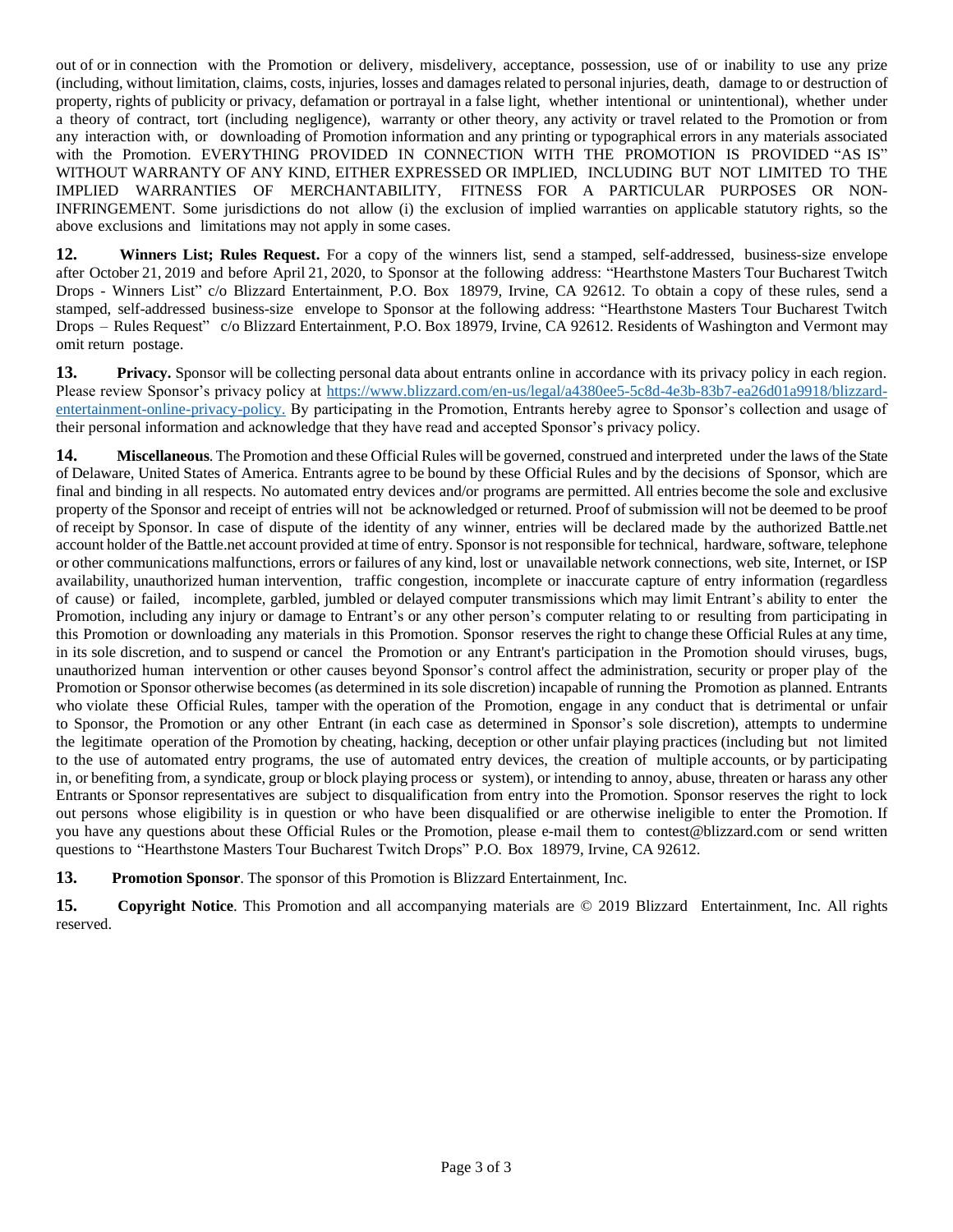out of or in connection with the Promotion or delivery, misdelivery, acceptance, possession, use of or inability to use any prize (including, without limitation, claims, costs, injuries, losses and damages related to personal injuries, death, damage to or destruction of property, rights of publicity or privacy, defamation or portrayal in a false light, whether intentional or unintentional), whether under a theory of contract, tort (including negligence), warranty or other theory, any activity or travel related to the Promotion or from any interaction with, or downloading of Promotion information and any printing or typographical errors in any materials associated with the Promotion. EVERYTHING PROVIDED IN CONNECTION WITH THE PROMOTION IS PROVIDED "AS IS" WITHOUT WARRANTY OF ANY KIND, EITHER EXPRESSED OR IMPLIED, INCLUDING BUT NOT LIMITED TO THE IMPLIED WARRANTIES OF MERCHANTABILITY, FITNESS FOR A PARTICULAR PURPOSES OR NON-INFRINGEMENT. Some jurisdictions do not allow (i) the exclusion of implied warranties on applicable statutory rights, so the above exclusions and limitations may not apply in some cases.

**12. Winners List; Rules Request.** For a copy of the winners list, send a stamped, self-addressed, business-size envelope after October 21, 2019 and before April 21, 2020, to Sponsor at the following address: "Hearthstone Masters Tour Bucharest Twitch Drops - Winners List" c/o Blizzard Entertainment, P.O. Box 18979, Irvine, CA 92612. To obtain a copy of these rules, send a stamped, self-addressed business-size envelope to Sponsor at the following address: "Hearthstone Masters Tour Bucharest Twitch Drops – Rules Request" c/o Blizzard Entertainment, P.O. Box 18979, Irvine, CA 92612. Residents of Washington and Vermont may omit return postage.

**13. Privacy.** Sponsor will be collecting personal data about entrants online in accordance with its privacy policy in each region. Please review Sponsor's privacy policy at [https://www.blizzard.com/en-us/legal/a4380ee5-5c8d-4e3b-83b7-ea26d01a9918/blizzard-entertainment-online-privacy-policy.](https://www.blizzard.com/en-us/legal/a4380ee5-5c8d-4e3b-83b7-ea26d01a9918/blizzard-entertainment-online-privacy-policy) By participating in the Promotion, Entrants hereby agree to Sponsor's collection and usage of their personal information and acknowledge that they have read and accepted Sponsor's privacy policy.

**14. Miscellaneous**. The Promotion and these Official Rules will be governed, construed and interpreted under the laws of the State of Delaware, United States of America. Entrants agree to be bound by these Official Rules and by the decisions of Sponsor, which are final and binding in all respects. No automated entry devices and/or programs are permitted. All entries become the sole and exclusive property of the Sponsor and receipt of entries will not be acknowledged or returned. Proof of submission will not be deemed to be proof of receipt by Sponsor. In case of dispute of the identity of any winner, entries will be declared made by the authorized Battle.net account holder of the Battle.net account provided at time of entry. Sponsor is not responsible for technical, hardware, software, telephone or other communications malfunctions, errors or failures of any kind, lost or unavailable network connections, web site, Internet, or ISP availability, unauthorized human intervention, traffic congestion, incomplete or inaccurate capture of entry information (regardless of cause) or failed, incomplete, garbled, jumbled or delayed computer transmissions which may limit Entrant's ability to enter the Promotion, including any injury or damage to Entrant's or any other person's computer relating to or resulting from participating in this Promotion or downloading any materials in this Promotion. Sponsor reserves the right to change these Official Rules at any time, in its sole discretion, and to suspend or cancel the Promotion or any Entrant's participation in the Promotion should viruses, bugs, unauthorized human intervention or other causes beyond Sponsor's control affect the administration, security or proper play of the Promotion or Sponsor otherwise becomes (as determined in its sole discretion) incapable of running the Promotion as planned. Entrants who violate these Official Rules, tamper with the operation of the Promotion, engage in any conduct that is detrimental or unfair to Sponsor, the Promotion or any other Entrant (in each case as determined in Sponsor's sole discretion), attempts to undermine the legitimate operation of the Promotion by cheating, hacking, deception or other unfair playing practices (including but not limited to the use of automated entry programs, the use of automated entry devices, the creation of multiple accounts, or by participating in, or benefiting from, a syndicate, group or block playing process or system), or intending to annoy, abuse, threaten or harass any other Entrants or Sponsor representatives are subject to disqualification from entry into the Promotion. Sponsor reserves the right to lock out persons whose eligibility is in question or who have been disqualified or are otherwise ineligible to enter the Promotion. If you have any questions about these Official Rules or the Promotion, please e-mail them to contest@blizzard.com or send written questions to "Hearthstone Masters Tour Bucharest Twitch Drops" P.O. Box 18979, Irvine, CA 92612.

**13. Promotion Sponsor**. The sponsor of this Promotion is Blizzard Entertainment, Inc.

**15. Copyright Notice**. This Promotion and all accompanying materials are © 2019 Blizzard Entertainment, Inc. All rights reserved.